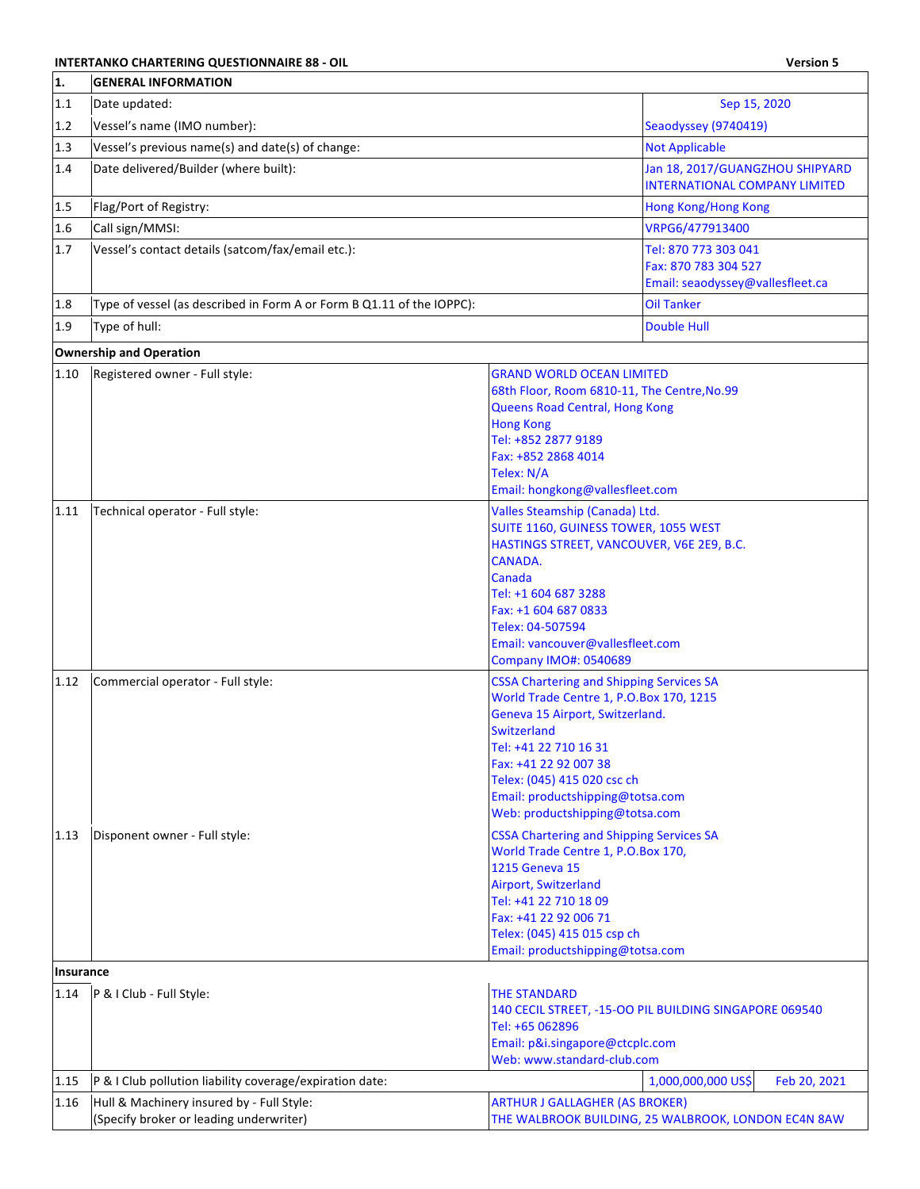**INTERTANKO CHARTERING QUESTIONNAIRE 88 - OIL** **Version 5**

| 1. | GENERAL INFORMATION | | |
|---|---|---|---|
| 1.1 | Date updated: | Sep 15, 2020 | |
| 1.2 | Vessel's name (IMO number): | Seaodyssey (9740419) | |
| 1.3 | Vessel's previous name(s) and date(s) of change: | Not Applicable | |
| 1.4 | Date delivered/Builder (where built): | Jan 18, 2017/GUANGZHOU SHIPYARD INTERNATIONAL COMPANY LIMITED | |
| 1.5 | Flag/Port of Registry: | Hong Kong/Hong Kong | |
| 1.6 | Call sign/MMSI: | VRPG6/477913400 | |
| 1.7 | Vessel's contact details (satcom/fax/email etc.): | Tel: 870 773 303 041<br>Fax: 870 783 304 527<br>Email: seaodyssey@vallesfleet.ca | |
| 1.8 | Type of vessel (as described in Form A or Form B Q1.11 of the IOPPC): | Oil Tanker | |
| 1.9 | Type of hull: | Double Hull | |
| **Ownership and Operation** | | | |
| 1.10 | Registered owner - Full style: | GRAND WORLD OCEAN LIMITED<br>68th Floor, Room 6810-11, The Centre,No.99<br>Queens Road Central, Hong Kong<br>Hong Kong<br>Tel: +852 2877 9189<br>Fax: +852 2868 4014<br>Telex: N/A<br>Email: hongkong@vallesfleet.com | |
| 1.11 | Technical operator - Full style: | Valles Steamship (Canada) Ltd.<br>SUITE 1160, GUINESS TOWER, 1055 WEST HASTINGS STREET, VANCOUVER, V6E 2E9, B.C. CANADA.<br>Canada<br>Tel: +1 604 687 3288<br>Fax: +1 604 687 0833<br>Telex: 04-507594<br>Email: vancouver@vallesfleet.com<br>Company IMO#: 0540689 | |
| 1.12 | Commercial operator - Full style: | CSSA Chartering and Shipping Services SA<br>World Trade Centre 1, P.O.Box 170, 1215 Geneva 15 Airport, Switzerland.<br>Switzerland<br>Tel: +41 22 710 16 31<br>Fax: +41 22 92 007 38<br>Telex: (045) 415 020 csc ch<br>Email: productshipping@totsa.com<br>Web: productshipping@totsa.com | |
| 1.13 | Disponent owner - Full style: | CSSA Chartering and Shipping Services SA<br>World Trade Centre 1, P.O.Box 170,<br>1215 Geneva 15<br>Airport, Switzerland<br>Tel: +41 22 710 18 09<br>Fax: +41 22 92 006 71<br>Telex: (045) 415 015 csp ch<br>Email: productshipping@totsa.com | |
| **Insurance** | | | |
| 1.14 | P & I Club - Full Style: | THE STANDARD<br>140 CECIL STREET, -15-OO PIL BUILDING SINGAPORE 069540<br>Tel: +65 062896<br>Email: p&i.singapore@ctcplc.com<br>Web: www.standard-club.com | |
| 1.15 | P & I Club pollution liability coverage/expiration date: | 1,000,000,000 US$ | Feb 20, 2021 |
| 1.16 | Hull & Machinery insured by - Full Style:<br>(Specify broker or leading underwriter) | ARTHUR J GALLAGHER (AS BROKER)<br>THE WALBROOK BUILDING, 25 WALBROOK, LONDON EC4N 8AW | |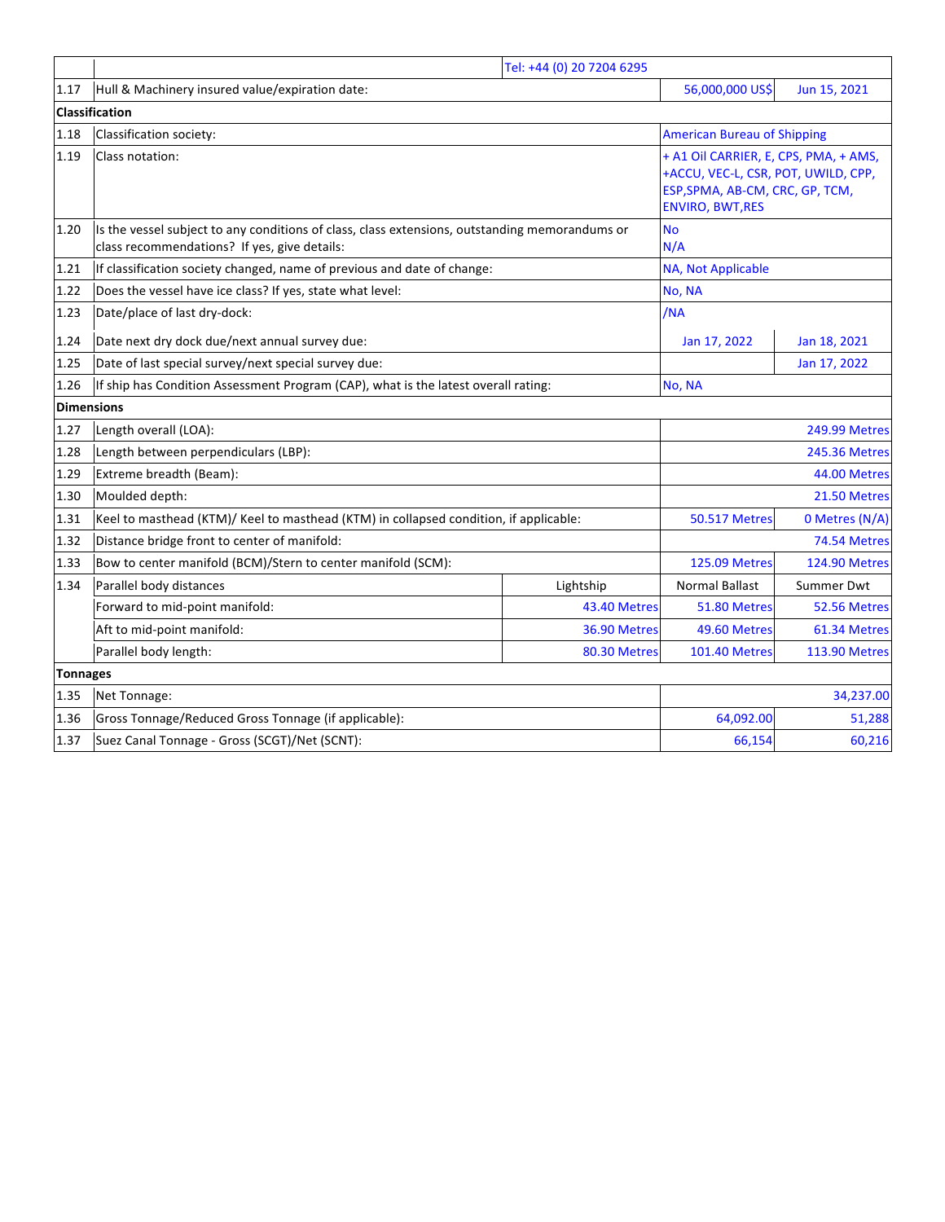| | | | | |
|---|---|---|---|---|
| | | Tel: +44 (0) 20 7204 6295 | | |
| 1.17 | Hull & Machinery insured value/expiration date: | | 56,000,000 US$ | Jun 15, 2021 |
| **Classification** | | | | |
| 1.18 | Classification society: | | American Bureau of Shipping | |
| 1.19 | Class notation: | | + A1 Oil CARRIER, E, CPS, PMA, + AMS, +ACCU, VEC-L, CSR, POT, UWILD, CPP, ESP,SPMA, AB-CM, CRC, GP, TCM, ENVIRO, BWT,RES | |
| 1.20 | Is the vessel subject to any conditions of class, class extensions, outstanding memorandums or class recommendations? If yes, give details: | | No<br>N/A | |
| 1.21 | If classification society changed, name of previous and date of change: | | NA, Not Applicable | |
| 1.22 | Does the vessel have ice class? If yes, state what level: | | No, NA | |
| 1.23 | Date/place of last dry-dock: | | /NA | |
| 1.24 | Date next dry dock due/next annual survey due: | | Jan 17, 2022 | Jan 18, 2021 |
| 1.25 | Date of last special survey/next special survey due: | | | Jan 17, 2022 |
| 1.26 | If ship has Condition Assessment Program (CAP), what is the latest overall rating: | | No, NA | |
| **Dimensions** | | | | |
| 1.27 | Length overall (LOA): | | | 249.99 Metres |
| 1.28 | Length between perpendiculars (LBP): | | | 245.36 Metres |
| 1.29 | Extreme breadth (Beam): | | | 44.00 Metres |
| 1.30 | Moulded depth: | | | 21.50 Metres |
| 1.31 | Keel to masthead (KTM)/ Keel to masthead (KTM) in collapsed condition, if applicable: | | 50.517 Metres | 0 Metres (N/A) |
| 1.32 | Distance bridge front to center of manifold: | | | 74.54 Metres |
| 1.33 | Bow to center manifold (BCM)/Stern to center manifold (SCM): | | 125.09 Metres | 124.90 Metres |
| 1.34 | Parallel body distances | Lightship | Normal Ballast | Summer Dwt |
| | Forward to mid-point manifold: | 43.40 Metres | 51.80 Metres | 52.56 Metres |
| | Aft to mid-point manifold: | 36.90 Metres | 49.60 Metres | 61.34 Metres |
| | Parallel body length: | 80.30 Metres | 101.40 Metres | 113.90 Metres |
| **Tonnages** | | | | |
| 1.35 | Net Tonnage: | | | 34,237.00 |
| 1.36 | Gross Tonnage/Reduced Gross Tonnage (if applicable): | | 64,092.00 | 51,288 |
| 1.37 | Suez Canal Tonnage - Gross (SCGT)/Net (SCNT): | | 66,154 | 60,216 |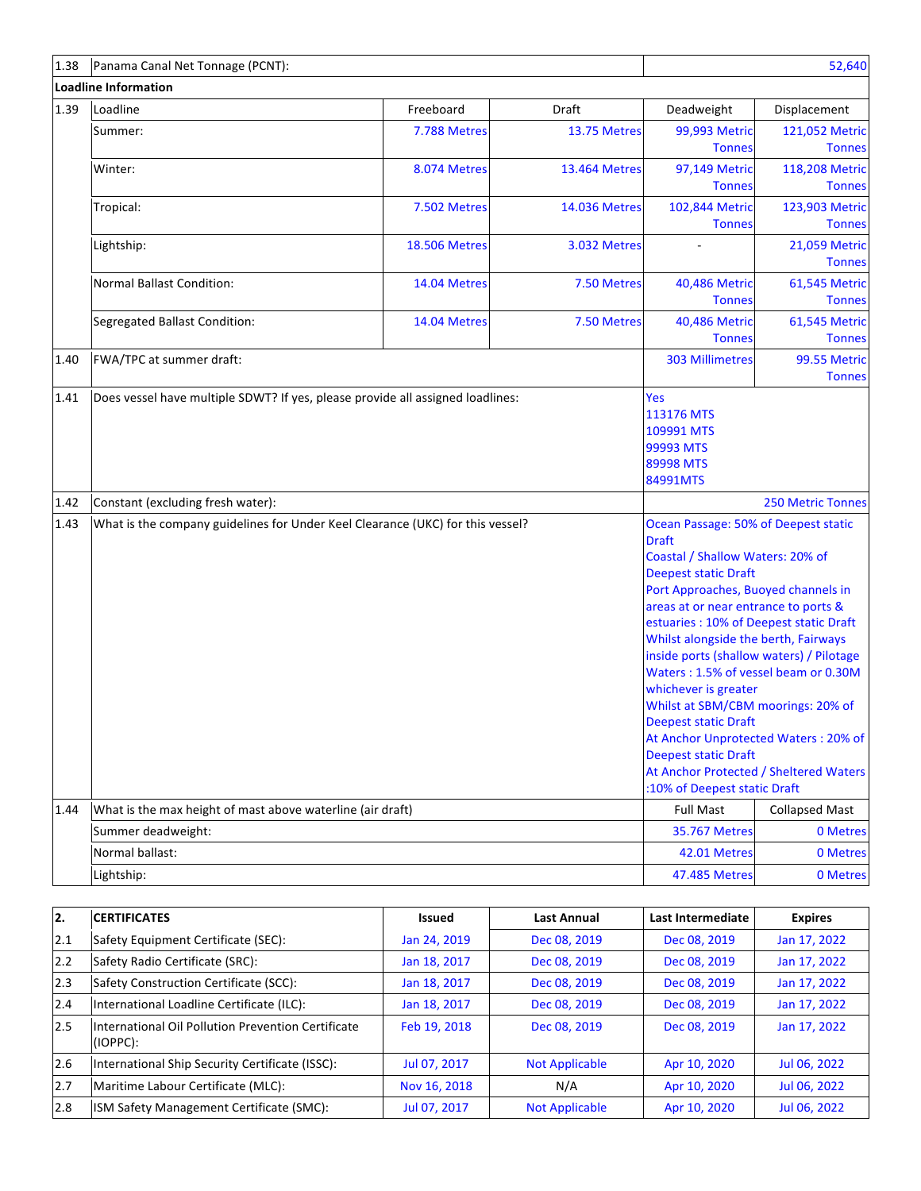| | | | | | |
|---|---|---|---|---|---|
| 1.38 | Panama Canal Net Tonnage (PCNT): | | | | 52,640 |
| **Loadline Information** | | | | | |
| 1.39 | Loadline | Freeboard | Draft | Deadweight | Displacement |
| | Summer: | 7.788 Metres | 13.75 Metres | 99,993 Metric Tonnes | 121,052 Metric Tonnes |
| | Winter: | 8.074 Metres | 13.464 Metres | 97,149 Metric Tonnes | 118,208 Metric Tonnes |
| | Tropical: | 7.502 Metres | 14.036 Metres | 102,844 Metric Tonnes | 123,903 Metric Tonnes |
| | Lightship: | 18.506 Metres | 3.032 Metres | - | 21,059 Metric Tonnes |
| | Normal Ballast Condition: | 14.04 Metres | 7.50 Metres | 40,486 Metric Tonnes | 61,545 Metric Tonnes |
| | Segregated Ballast Condition: | 14.04 Metres | 7.50 Metres | 40,486 Metric Tonnes | 61,545 Metric Tonnes |
| 1.40 | FWA/TPC at summer draft: | | | 303 Millimetres | 99.55 Metric Tonnes |
| 1.41 | Does vessel have multiple SDWT? If yes, please provide all assigned loadlines: | | | Yes<br>113176 MTS<br>109991 MTS<br>99993 MTS<br>89998 MTS<br>84991MTS | |
| 1.42 | Constant (excluding fresh water): | | | | 250 Metric Tonnes |
| 1.43 | What is the company guidelines for Under Keel Clearance (UKC) for this vessel? | | | Ocean Passage: 50% of Deepest static Draft<br>Coastal / Shallow Waters: 20% of Deepest static Draft<br>Port Approaches, Buoyed channels in areas at or near entrance to ports & estuaries : 10% of Deepest static Draft<br>Whilst alongside the berth, Fairways inside ports (shallow waters) / Pilotage Waters : 1.5% of vessel beam or 0.30M whichever is greater<br>Whilst at SBM/CBM moorings: 20% of Deepest static Draft<br>At Anchor Unprotected Waters : 20% of Deepest static Draft<br>At Anchor Protected / Sheltered Waters :10% of Deepest static Draft | |
| 1.44 | What is the max height of mast above waterline (air draft) | | | Full Mast | Collapsed Mast |
| | Summer deadweight: | | | 35.767 Metres | 0 Metres |
| | Normal ballast: | | | 42.01 Metres | 0 Metres |
| | Lightship: | | | 47.485 Metres | 0 Metres |

| 2. | CERTIFICATES | Issued | Last Annual | Last Intermediate | Expires |
|---|---|---|---|---|---|
| 2.1 | Safety Equipment Certificate (SEC): | Jan 24, 2019 | Dec 08, 2019 | Dec 08, 2019 | Jan 17, 2022 |
| 2.2 | Safety Radio Certificate (SRC): | Jan 18, 2017 | Dec 08, 2019 | Dec 08, 2019 | Jan 17, 2022 |
| 2.3 | Safety Construction Certificate (SCC): | Jan 18, 2017 | Dec 08, 2019 | Dec 08, 2019 | Jan 17, 2022 |
| 2.4 | International Loadline Certificate (ILC): | Jan 18, 2017 | Dec 08, 2019 | Dec 08, 2019 | Jan 17, 2022 |
| 2.5 | International Oil Pollution Prevention Certificate (IOPPC): | Feb 19, 2018 | Dec 08, 2019 | Dec 08, 2019 | Jan 17, 2022 |
| 2.6 | International Ship Security Certificate (ISSC): | Jul 07, 2017 | Not Applicable | Apr 10, 2020 | Jul 06, 2022 |
| 2.7 | Maritime Labour Certificate (MLC): | Nov 16, 2018 | N/A | Apr 10, 2020 | Jul 06, 2022 |
| 2.8 | ISM Safety Management Certificate (SMC): | Jul 07, 2017 | Not Applicable | Apr 10, 2020 | Jul 06, 2022 |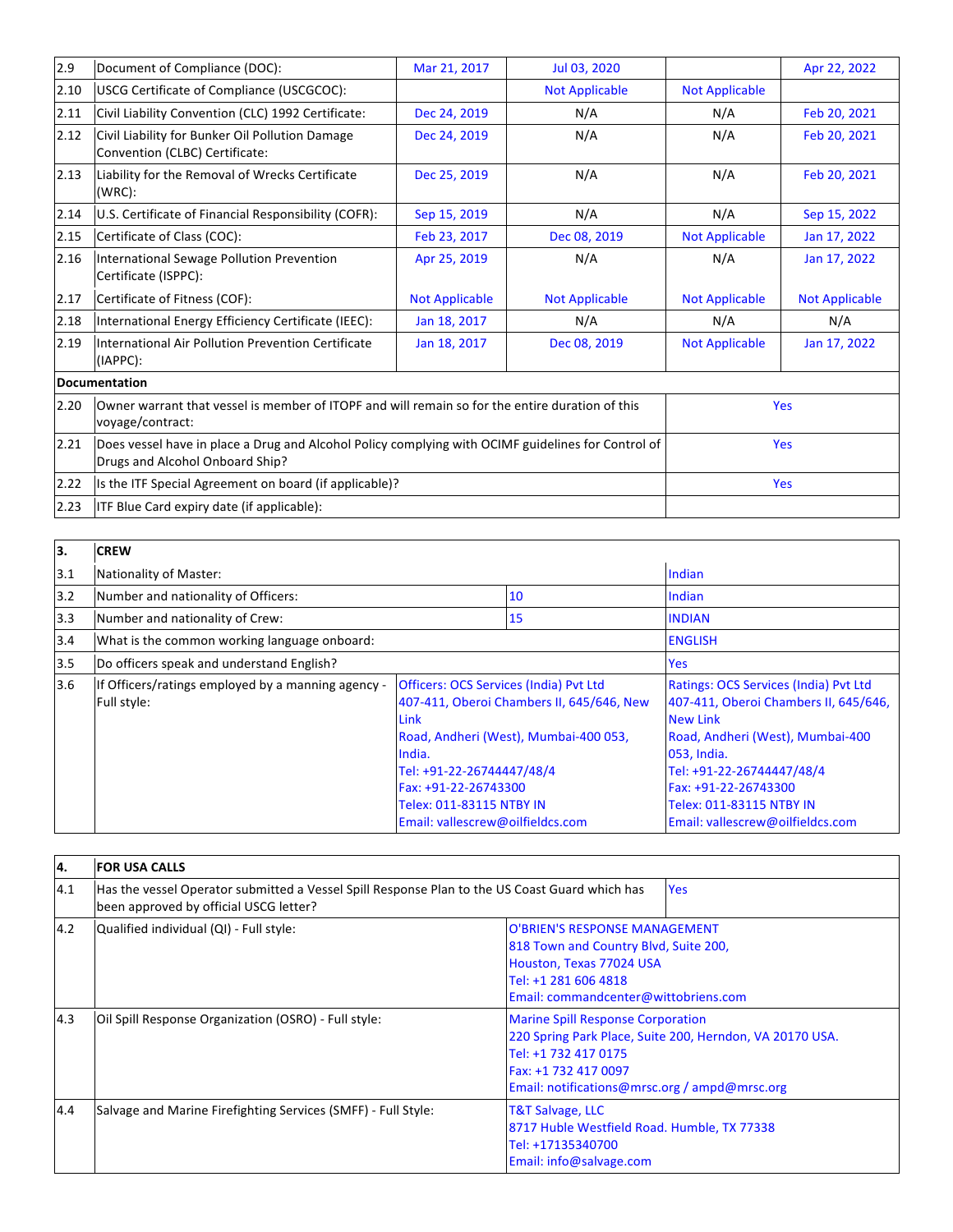| | | | | | |
|---|---|---|---|---|---|
| 2.9 | Document of Compliance (DOC): | Mar 21, 2017 | Jul 03, 2020 | | Apr 22, 2022 |
| 2.10 | USCG Certificate of Compliance (USCGCOC): | | Not Applicable | Not Applicable | |
| 2.11 | Civil Liability Convention (CLC) 1992 Certificate: | Dec 24, 2019 | N/A | N/A | Feb 20, 2021 |
| 2.12 | Civil Liability for Bunker Oil Pollution Damage Convention (CLBC) Certificate: | Dec 24, 2019 | N/A | N/A | Feb 20, 2021 |
| 2.13 | Liability for the Removal of Wrecks Certificate (WRC): | Dec 25, 2019 | N/A | N/A | Feb 20, 2021 |
| 2.14 | U.S. Certificate of Financial Responsibility (COFR): | Sep 15, 2019 | N/A | N/A | Sep 15, 2022 |
| 2.15 | Certificate of Class (COC): | Feb 23, 2017 | Dec 08, 2019 | Not Applicable | Jan 17, 2022 |
| 2.16 | International Sewage Pollution Prevention Certificate (ISPPC): | Apr 25, 2019 | N/A | N/A | Jan 17, 2022 |
| 2.17 | Certificate of Fitness (COF): | Not Applicable | Not Applicable | Not Applicable | Not Applicable |
| 2.18 | International Energy Efficiency Certificate (IEEC): | Jan 18, 2017 | N/A | N/A | N/A |
| 2.19 | International Air Pollution Prevention Certificate (IAPPC): | Jan 18, 2017 | Dec 08, 2019 | Not Applicable | Jan 17, 2022 |
| **Documentation** | | | | | |
| 2.20 | Owner warrant that vessel is member of ITOPF and will remain so for the entire duration of this voyage/contract: | | | Yes | |
| 2.21 | Does vessel have in place a Drug and Alcohol Policy complying with OCIMF guidelines for Control of Drugs and Alcohol Onboard Ship? | | | Yes | |
| 2.22 | Is the ITF Special Agreement on board (if applicable)? | | | Yes | |
| 2.23 | ITF Blue Card expiry date (if applicable): | | | | |

| **3.** | **CREW** | | |
|---|---|---|---|
| 3.1 | Nationality of Master: | | Indian |
| 3.2 | Number and nationality of Officers: | 10 | Indian |
| 3.3 | Number and nationality of Crew: | 15 | INDIAN |
| 3.4 | What is the common working language onboard: | | ENGLISH |
| 3.5 | Do officers speak and understand English? | | Yes |
| 3.6 | If Officers/ratings employed by a manning agency - Full style: | Officers: OCS Services (India) Pvt Ltd<br>407-411, Oberoi Chambers II, 645/646, New Link<br>Road, Andheri (West), Mumbai-400 053, India.<br>Tel: +91-22-26744447/48/4<br>Fax: +91-22-26743300<br>Telex: 011-83115 NTBY IN<br>Email: vallescrew@oilfieldcs.com | Ratings: OCS Services (India) Pvt Ltd<br>407-411, Oberoi Chambers II, 645/646, New Link<br>Road, Andheri (West), Mumbai-400 053, India.<br>Tel: +91-22-26744447/48/4<br>Fax: +91-22-26743300<br>Telex: 011-83115 NTBY IN<br>Email: vallescrew@oilfieldcs.com |

| **4.** | **FOR USA CALLS** | |
|---|---|---|
| 4.1 | Has the vessel Operator submitted a Vessel Spill Response Plan to the US Coast Guard which has been approved by official USCG letter? | Yes |
| 4.2 | Qualified individual (QI) - Full style: | O'BRIEN'S RESPONSE MANAGEMENT<br>818 Town and Country Blvd, Suite 200,<br>Houston, Texas 77024 USA<br>Tel: +1 281 606 4818<br>Email: commandcenter@wittobriens.com |
| 4.3 | Oil Spill Response Organization (OSRO) - Full style: | Marine Spill Response Corporation<br>220 Spring Park Place, Suite 200, Herndon, VA 20170 USA.<br>Tel: +1 732 417 0175<br>Fax: +1 732 417 0097<br>Email: notifications@mrsc.org / ampd@mrsc.org |
| 4.4 | Salvage and Marine Firefighting Services (SMFF) - Full Style: | T&T Salvage, LLC<br>8717 Huble Westfield Road. Humble, TX 77338<br>Tel: +17135340700<br>Email: info@salvage.com |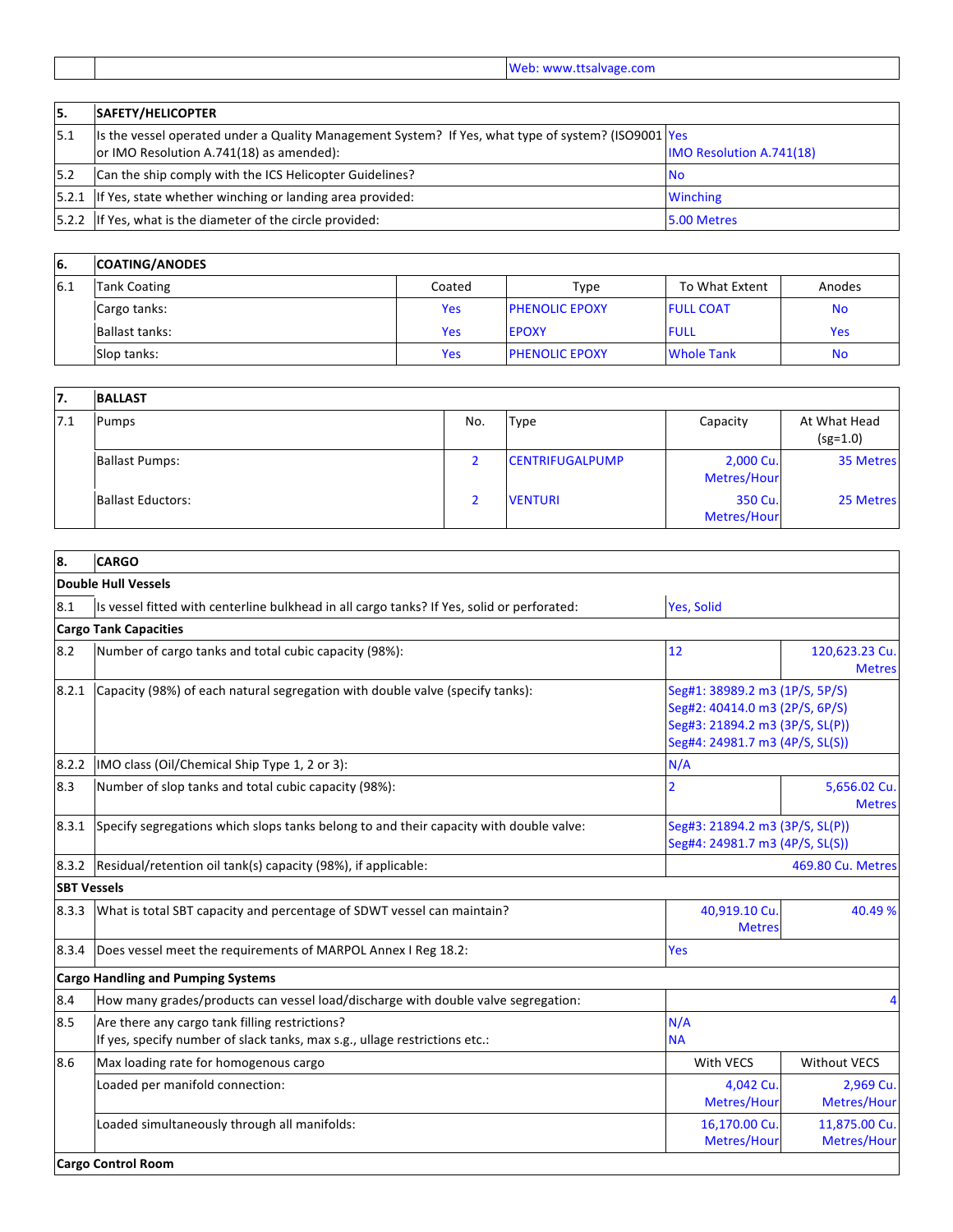| | | Web: www.ttsalvage.com |
|---|---|---|

| 5. | SAFETY/HELICOPTER | |
|---|---|---|
| 5.1 | Is the vessel operated under a Quality Management System? If Yes, what type of system? (ISO9001 or IMO Resolution A.741(18) as amended): | Yes<br>IMO Resolution A.741(18) |
| 5.2 | Can the ship comply with the ICS Helicopter Guidelines? | No |
| 5.2.1 | If Yes, state whether winching or landing area provided: | Winching |
| 5.2.2 | If Yes, what is the diameter of the circle provided: | 5.00 Metres |

| 6. | COATING/ANODES | | | | |
|---|---|---|---|---|---|
| 6.1 | Tank Coating | Coated | Type | To What Extent | Anodes |
| | Cargo tanks: | Yes | PHENOLIC EPOXY | FULL COAT | No |
| | Ballast tanks: | Yes | EPOXY | FULL | Yes |
| | Slop tanks: | Yes | PHENOLIC EPOXY | Whole Tank | No |

| 7. | BALLAST | | | | |
|---|---|---|---|---|---|
| 7.1 | Pumps | No. | Type | Capacity | At What Head (sg=1.0) |
| | Ballast Pumps: | 2 | CENTRIFUGALPUMP | 2,000 Cu. Metres/Hour | 35 Metres |
| | Ballast Eductors: | 2 | VENTURI | 350 Cu. Metres/Hour | 25 Metres |

| 8. | CARGO | | |
|---|---|---|---|
| **Double Hull Vessels** | | | |
| 8.1 | Is vessel fitted with centerline bulkhead in all cargo tanks? If Yes, solid or perforated: | Yes, Solid | |
| **Cargo Tank Capacities** | | | |
| 8.2 | Number of cargo tanks and total cubic capacity (98%): | 12 | 120,623.23 Cu. Metres |
| 8.2.1 | Capacity (98%) of each natural segregation with double valve (specify tanks): | Seg#1: 38989.2 m3 (1P/S, 5P/S)<br>Seg#2: 40414.0 m3 (2P/S, 6P/S)<br>Seg#3: 21894.2 m3 (3P/S, SL(P))<br>Seg#4: 24981.7 m3 (4P/S, SL(S)) | |
| 8.2.2 | IMO class (Oil/Chemical Ship Type 1, 2 or 3): | N/A | |
| 8.3 | Number of slop tanks and total cubic capacity (98%): | 2 | 5,656.02 Cu. Metres |
| 8.3.1 | Specify segregations which slops tanks belong to and their capacity with double valve: | Seg#3: 21894.2 m3 (3P/S, SL(P))<br>Seg#4: 24981.7 m3 (4P/S, SL(S)) | |
| 8.3.2 | Residual/retention oil tank(s) capacity (98%), if applicable: | | 469.80 Cu. Metres |
| **SBT Vessels** | | | |
| 8.3.3 | What is total SBT capacity and percentage of SDWT vessel can maintain? | 40,919.10 Cu. Metres | 40.49 % |
| 8.3.4 | Does vessel meet the requirements of MARPOL Annex I Reg 18.2: | Yes | |
| **Cargo Handling and Pumping Systems** | | | |
| 8.4 | How many grades/products can vessel load/discharge with double valve segregation: | | 4 |
| 8.5 | Are there any cargo tank filling restrictions?<br>If yes, specify number of slack tanks, max s.g., ullage restrictions etc.: | N/A<br>NA | |
| 8.6 | Max loading rate for homogenous cargo | With VECS | Without VECS |
| | Loaded per manifold connection: | 4,042 Cu. Metres/Hour | 2,969 Cu. Metres/Hour |
| | Loaded simultaneously through all manifolds: | 16,170.00 Cu. Metres/Hour | 11,875.00 Cu. Metres/Hour |
| **Cargo Control Room** | | | |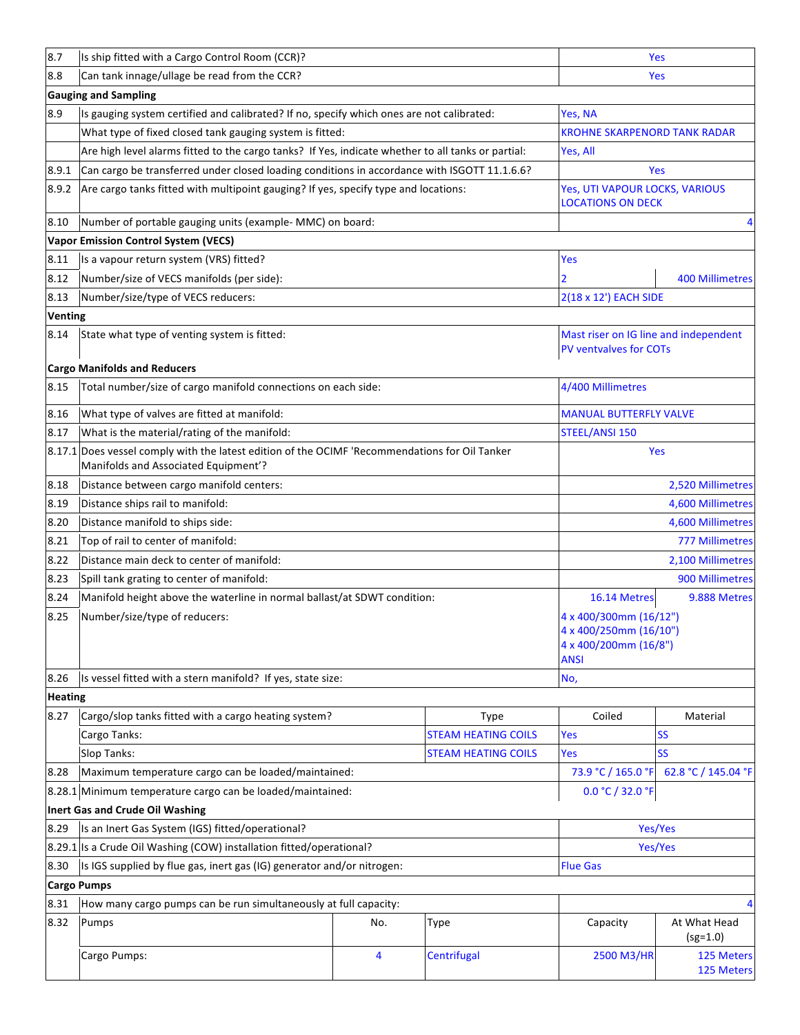| | | | | | |
|---|---|---|---|---|---|
| 8.7 | Is ship fitted with a Cargo Control Room (CCR)? | | | Yes | |
| 8.8 | Can tank innage/ullage be read from the CCR? | | | Yes | |
| **Gauging and Sampling** | | | | | |
| 8.9 | Is gauging system certified and calibrated? If no, specify which ones are not calibrated: | | | Yes, NA | |
| | What type of fixed closed tank gauging system is fitted: | | | KROHNE SKARPENORD TANK RADAR | |
| | Are high level alarms fitted to the cargo tanks? If Yes, indicate whether to all tanks or partial: | | | Yes, All | |
| 8.9.1 | Can cargo be transferred under closed loading conditions in accordance with ISGOTT 11.1.6.6? | | | Yes | |
| 8.9.2 | Are cargo tanks fitted with multipoint gauging? If yes, specify type and locations: | | | Yes, UTI VAPOUR LOCKS, VARIOUS LOCATIONS ON DECK | |
| 8.10 | Number of portable gauging units (example- MMC) on board: | | | | 4 |
| **Vapor Emission Control System (VECS)** | | | | | |
| 8.11 | Is a vapour return system (VRS) fitted? | | | Yes | |
| 8.12 | Number/size of VECS manifolds (per side): | | | 2 | 400 Millimetres |
| 8.13 | Number/size/type of VECS reducers: | | | 2(18 x 12') EACH SIDE | |
| **Venting** | | | | | |
| 8.14 | State what type of venting system is fitted: | | | Mast riser on IG line and independent PV ventvalves for COTs | |
| **Cargo Manifolds and Reducers** | | | | | |
| 8.15 | Total number/size of cargo manifold connections on each side: | | | 4/400 Millimetres | |
| 8.16 | What type of valves are fitted at manifold: | | | MANUAL BUTTERFLY VALVE | |
| 8.17 | What is the material/rating of the manifold: | | | STEEL/ANSI 150 | |
| 8.17.1 | Does vessel comply with the latest edition of the OCIMF 'Recommendations for Oil Tanker Manifolds and Associated Equipment'? | | | Yes | |
| 8.18 | Distance between cargo manifold centers: | | | | 2,520 Millimetres |
| 8.19 | Distance ships rail to manifold: | | | | 4,600 Millimetres |
| 8.20 | Distance manifold to ships side: | | | | 4,600 Millimetres |
| 8.21 | Top of rail to center of manifold: | | | | 777 Millimetres |
| 8.22 | Distance main deck to center of manifold: | | | | 2,100 Millimetres |
| 8.23 | Spill tank grating to center of manifold: | | | | 900 Millimetres |
| 8.24 | Manifold height above the waterline in normal ballast/at SDWT condition: | | | 16.14 Metres | 9.888 Metres |
| 8.25 | Number/size/type of reducers: | | | 4 x 400/300mm (16/12")<br>4 x 400/250mm (16/10")<br>4 x 400/200mm (16/8")<br>ANSI | |
| 8.26 | Is vessel fitted with a stern manifold? If yes, state size: | | | No, | |
| **Heating** | | | | | |
| 8.27 | Cargo/slop tanks fitted with a cargo heating system? | | Type | Coiled | Material |
| | Cargo Tanks: | | STEAM HEATING COILS | Yes | SS |
| | Slop Tanks: | | STEAM HEATING COILS | Yes | SS |
| 8.28 | Maximum temperature cargo can be loaded/maintained: | | | 73.9 °C / 165.0 °F | 62.8 °C / 145.04 °F |
| 8.28.1 | Minimum temperature cargo can be loaded/maintained: | | | 0.0 °C / 32.0 °F | |
| **Inert Gas and Crude Oil Washing** | | | | | |
| 8.29 | Is an Inert Gas System (IGS) fitted/operational? | | | Yes/Yes | |
| 8.29.1 | Is a Crude Oil Washing (COW) installation fitted/operational? | | | Yes/Yes | |
| 8.30 | Is IGS supplied by flue gas, inert gas (IG) generator and/or nitrogen: | | | Flue Gas | |
| **Cargo Pumps** | | | | | |
| 8.31 | How many cargo pumps can be run simultaneously at full capacity: | | | | 4 |
| 8.32 | Pumps | No. | Type | Capacity | At What Head (sg=1.0) |
| | Cargo Pumps: | 4 | Centrifugal | 2500 M3/HR | 125 Meters<br>125 Meters |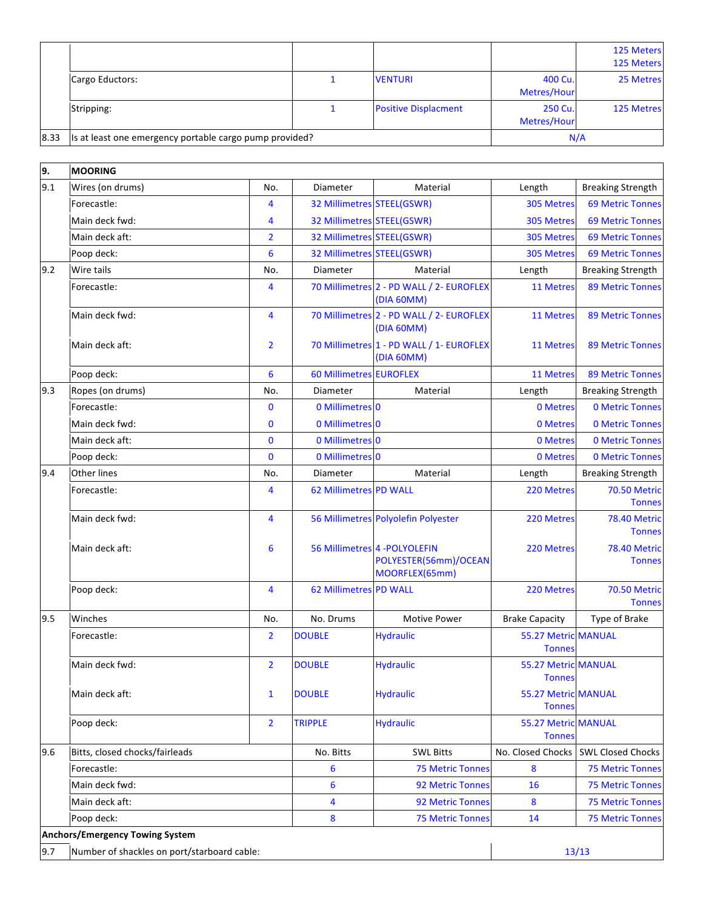| | | | | | |
|---|---|---|---|---|---|
| | | | | | 125 Meters<br>125 Meters |
| | Cargo Eductors: | 1 | VENTURI | 400 Cu. Metres/Hour | 25 Metres |
| | Stripping: | 1 | Positive Displacment | 250 Cu. Metres/Hour | 125 Metres |
| 8.33 | Is at least one emergency portable cargo pump provided? | | | N/A | |

| 9. | MOORING | | | | | |
|---|---|---|---|---|---|---|
| 9.1 | Wires (on drums) | No. | Diameter | Material | Length | Breaking Strength |
| | Forecastle: | 4 | 32 Millimetres | STEEL(GSWR) | 305 Metres | 69 Metric Tonnes |
| | Main deck fwd: | 4 | 32 Millimetres | STEEL(GSWR) | 305 Metres | 69 Metric Tonnes |
| | Main deck aft: | 2 | 32 Millimetres | STEEL(GSWR) | 305 Metres | 69 Metric Tonnes |
| | Poop deck: | 6 | 32 Millimetres | STEEL(GSWR) | 305 Metres | 69 Metric Tonnes |
| 9.2 | Wire tails | No. | Diameter | Material | Length | Breaking Strength |
| | Forecastle: | 4 | 70 Millimetres | 2 - PD WALL / 2- EUROFLEX (DIA 60MM) | 11 Metres | 89 Metric Tonnes |
| | Main deck fwd: | 4 | 70 Millimetres | 2 - PD WALL / 2- EUROFLEX (DIA 60MM) | 11 Metres | 89 Metric Tonnes |
| | Main deck aft: | 2 | 70 Millimetres | 1 - PD WALL / 1- EUROFLEX (DIA 60MM) | 11 Metres | 89 Metric Tonnes |
| | Poop deck: | 6 | 60 Millimetres | EUROFLEX | 11 Metres | 89 Metric Tonnes |
| 9.3 | Ropes (on drums) | No. | Diameter | Material | Length | Breaking Strength |
| | Forecastle: | 0 | 0 Millimetres | 0 | 0 Metres | 0 Metric Tonnes |
| | Main deck fwd: | 0 | 0 Millimetres | 0 | 0 Metres | 0 Metric Tonnes |
| | Main deck aft: | 0 | 0 Millimetres | 0 | 0 Metres | 0 Metric Tonnes |
| | Poop deck: | 0 | 0 Millimetres | 0 | 0 Metres | 0 Metric Tonnes |
| 9.4 | Other lines | No. | Diameter | Material | Length | Breaking Strength |
| | Forecastle: | 4 | 62 Millimetres | PD WALL | 220 Metres | 70.50 Metric Tonnes |
| | Main deck fwd: | 4 | 56 Millimetres | Polyolefin Polyester | 220 Metres | 78.40 Metric Tonnes |
| | Main deck aft: | 6 | 56 Millimetres | 4 -POLYOLEFIN POLYESTER(56mm)/OCEAN MOORFLEX(65mm) | 220 Metres | 78.40 Metric Tonnes |
| | Poop deck: | 4 | 62 Millimetres | PD WALL | 220 Metres | 70.50 Metric Tonnes |
| 9.5 | Winches | No. | No. Drums | Motive Power | Brake Capacity | Type of Brake |
| | Forecastle: | 2 | DOUBLE | Hydraulic | 55.27 Metric Tonnes | MANUAL |
| | Main deck fwd: | 2 | DOUBLE | Hydraulic | 55.27 Metric Tonnes | MANUAL |
| | Main deck aft: | 1 | DOUBLE | Hydraulic | 55.27 Metric Tonnes | MANUAL |
| | Poop deck: | 2 | TRIPPLE | Hydraulic | 55.27 Metric Tonnes | MANUAL |
| 9.6 | Bitts, closed chocks/fairleads | | No. Bitts | SWL Bitts | No. Closed Chocks | SWL Closed Chocks |
| | Forecastle: | | 6 | 75 Metric Tonnes | 8 | 75 Metric Tonnes |
| | Main deck fwd: | | 6 | 92 Metric Tonnes | 16 | 75 Metric Tonnes |
| | Main deck aft: | | 4 | 92 Metric Tonnes | 8 | 75 Metric Tonnes |
| | Poop deck: | | 8 | 75 Metric Tonnes | 14 | 75 Metric Tonnes |
| **Anchors/Emergency Towing System** | | | | | | |
| 9.7 | Number of shackles on port/starboard cable: | | | | 13/13 | |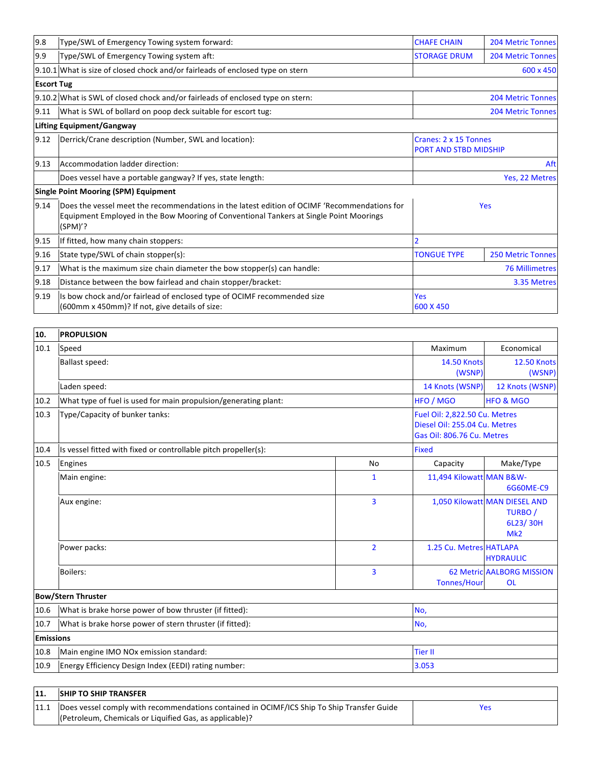| | | | |
|---|---|---|---|
| 9.8 | Type/SWL of Emergency Towing system forward: | CHAFE CHAIN | 204 Metric Tonnes |
| 9.9 | Type/SWL of Emergency Towing system aft: | STORAGE DRUM | 204 Metric Tonnes |
| 9.10.1 | What is size of closed chock and/or fairleads of enclosed type on stern | | 600 x 450 |
| **Escort Tug** | | | |
| 9.10.2 | What is SWL of closed chock and/or fairleads of enclosed type on stern: | | 204 Metric Tonnes |
| 9.11 | What is SWL of bollard on poop deck suitable for escort tug: | | 204 Metric Tonnes |
| **Lifting Equipment/Gangway** | | | |
| 9.12 | Derrick/Crane description (Number, SWL and location): | Cranes: 2 x 15 Tonnes PORT AND STBD MIDSHIP | |
| 9.13 | Accommodation ladder direction: | | Aft |
| | Does vessel have a portable gangway? If yes, state length: | | Yes, 22 Metres |
| **Single Point Mooring (SPM) Equipment** | | | |
| 9.14 | Does the vessel meet the recommendations in the latest edition of OCIMF 'Recommendations for Equipment Employed in the Bow Mooring of Conventional Tankers at Single Point Moorings (SPM)'? | Yes | |
| 9.15 | If fitted, how many chain stoppers: | 2 | |
| 9.16 | State type/SWL of chain stopper(s): | TONGUE TYPE | 250 Metric Tonnes |
| 9.17 | What is the maximum size chain diameter the bow stopper(s) can handle: | | 76 Millimetres |
| 9.18 | Distance between the bow fairlead and chain stopper/bracket: | | 3.35 Metres |
| 9.19 | Is bow chock and/or fairlead of enclosed type of OCIMF recommended size (600mm x 450mm)? If not, give details of size: | Yes 600 X 450 | |

| **10.** | **PROPULSION** | | | |
|---|---|---|---|---|
| 10.1 | Speed | | Maximum | Economical |
| | Ballast speed: | | 14.50 Knots (WSNP) | 12.50 Knots (WSNP) |
| | Laden speed: | | 14 Knots (WSNP) | 12 Knots (WSNP) |
| 10.2 | What type of fuel is used for main propulsion/generating plant: | | HFO / MGO | HFO & MGO |
| 10.3 | Type/Capacity of bunker tanks: | | Fuel Oil: 2,822.50 Cu. Metres<br>Diesel Oil: 255.04 Cu. Metres<br>Gas Oil: 806.76 Cu. Metres | |
| 10.4 | Is vessel fitted with fixed or controllable pitch propeller(s): | | Fixed | |
| 10.5 | Engines | No | Capacity | Make/Type |
| | Main engine: | 1 | 11,494 Kilowatt | MAN B&W-6G60ME-C9 |
| | Aux engine: | 3 | 1,050 Kilowatt | MAN DIESEL AND TURBO / 6L23/ 30H Mk2 |
| | Power packs: | 2 | 1.25 Cu. Metres | HATLAPA HYDRAULIC |
| | Boilers: | 3 | 62 Metric Tonnes/Hour | AALBORG MISSION OL |
| **Bow/Stern Thruster** | | | | |
| 10.6 | What is brake horse power of bow thruster (if fitted): | | No, | |
| 10.7 | What is brake horse power of stern thruster (if fitted): | | No, | |
| **Emissions** | | | | |
| 10.8 | Main engine IMO NOx emission standard: | | Tier II | |
| 10.9 | Energy Efficiency Design Index (EEDI) rating number: | | 3.053 | |

| **11.** | **SHIP TO SHIP TRANSFER** | |
|---|---|---|
| 11.1 | Does vessel comply with recommendations contained in OCIMF/ICS Ship To Ship Transfer Guide (Petroleum, Chemicals or Liquified Gas, as applicable)? | Yes |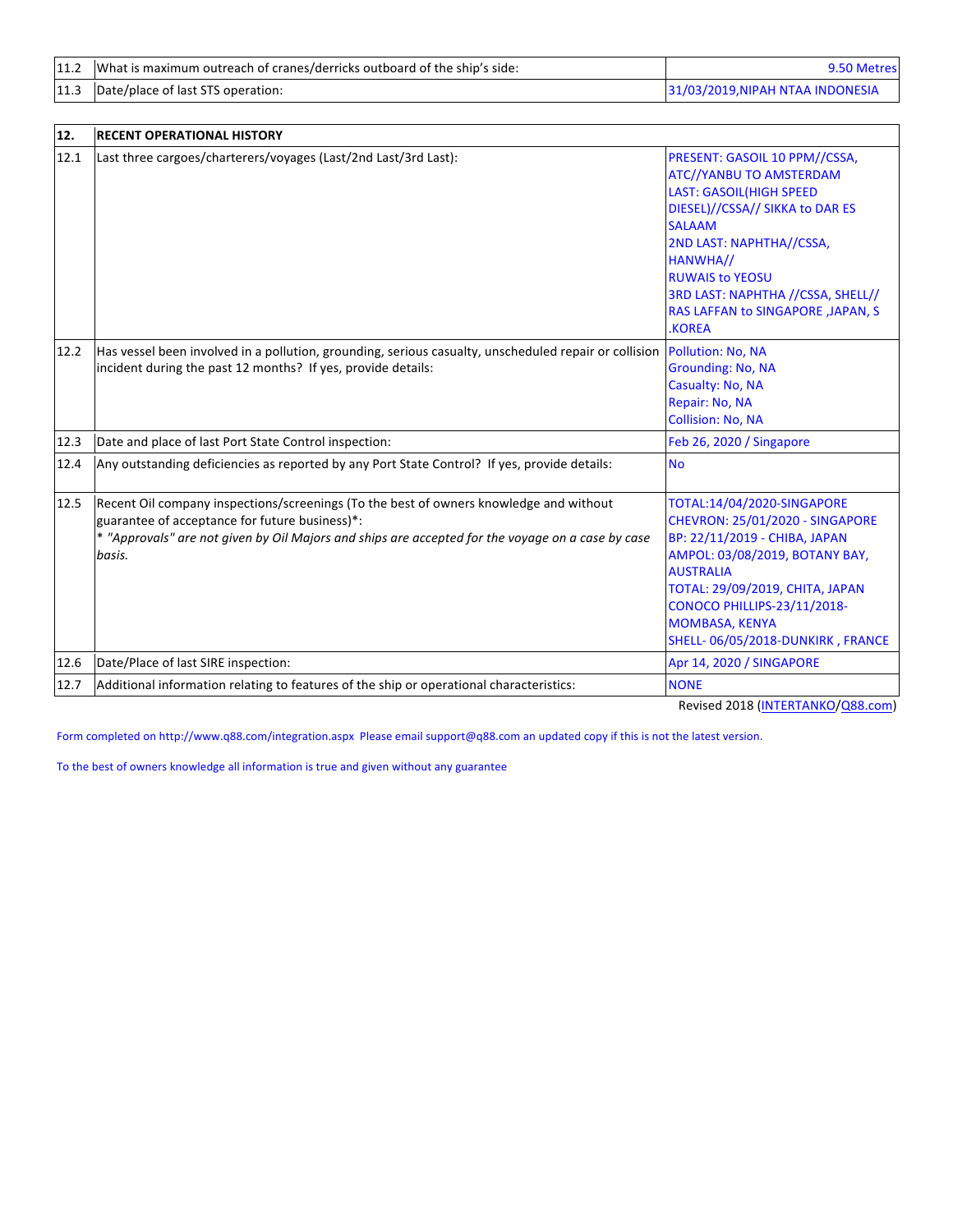| | | |
|---|---|---|
| 11.2 | What is maximum outreach of cranes/derricks outboard of the ship's side: | 9.50 Metres |
| 11.3 | Date/place of last STS operation: | 31/03/2019,NIPAH NTAA INDONESIA |

| **12.** | **RECENT OPERATIONAL HISTORY** | |
|---|---|---|
| 12.1 | Last three cargoes/charterers/voyages (Last/2nd Last/3rd Last): | PRESENT: GASOIL 10 PPM//CSSA, ATC//YANBU TO AMSTERDAM<br>LAST: GASOIL(HIGH SPEED DIESEL)//CSSA// SIKKA to DAR ES SALAAM<br>2ND LAST: NAPHTHA//CSSA, HANWHA//<br>RUWAIS to YEOSU<br>3RD LAST: NAPHTHA //CSSA, SHELL// RAS LAFFAN to SINGAPORE ,JAPAN, S .KOREA |
| 12.2 | Has vessel been involved in a pollution, grounding, serious casualty, unscheduled repair or collision incident during the past 12 months? If yes, provide details: | Pollution: No, NA<br>Grounding: No, NA<br>Casualty: No, NA<br>Repair: No, NA<br>Collision: No, NA |
| 12.3 | Date and place of last Port State Control inspection: | Feb 26, 2020 / Singapore |
| 12.4 | Any outstanding deficiencies as reported by any Port State Control? If yes, provide details: | No |
| 12.5 | Recent Oil company inspections/screenings (To the best of owners knowledge and without guarantee of acceptance for future business)*:<br>*\* "Approvals" are not given by Oil Majors and ships are accepted for the voyage on a case by case basis.* | TOTAL:14/04/2020-SINGAPORE<br>CHEVRON: 25/01/2020 - SINGAPORE<br>BP: 22/11/2019 - CHIBA, JAPAN<br>AMPOL: 03/08/2019, BOTANY BAY, AUSTRALIA<br>TOTAL: 29/09/2019, CHITA, JAPAN<br>CONOCO PHILLIPS-23/11/2018-MOMBASA, KENYA<br>SHELL- 06/05/2018-DUNKIRK , FRANCE |
| 12.6 | Date/Place of last SIRE inspection: | Apr 14, 2020 / SINGAPORE |
| 12.7 | Additional information relating to features of the ship or operational characteristics: | NONE |

Revised 2018 (INTERTANKO/Q88.com)

Form completed on http://www.q88.com/integration.aspx Please email support@q88.com an updated copy if this is not the latest version.

To the best of owners knowledge all information is true and given without any guarantee